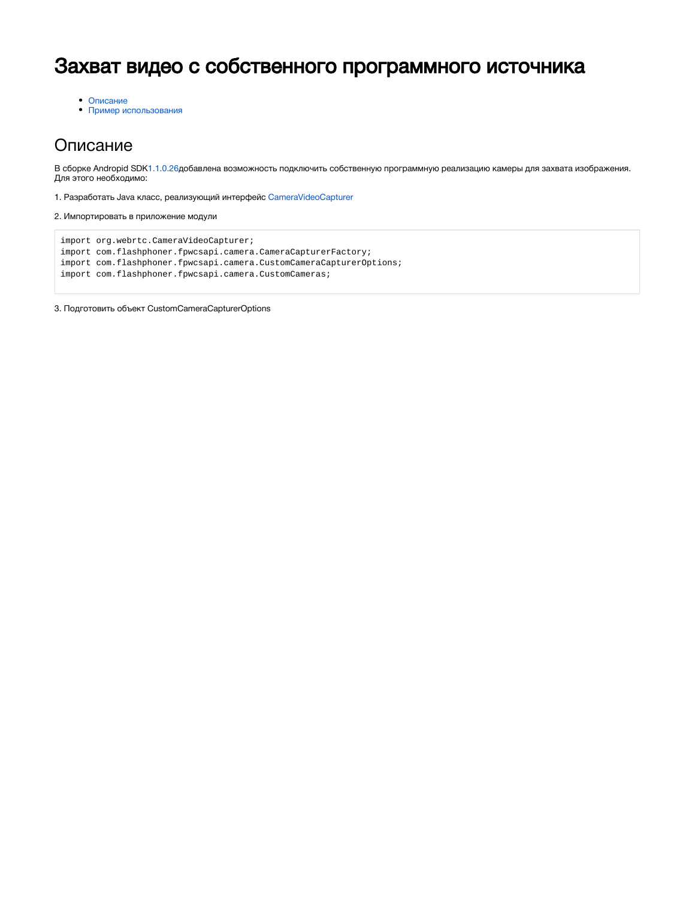# Захват видео с собственного программного источника

- Описание
- Пример использования

## Описание

В сборке Andropid SDK1.1.0.26добавлена возможность подключить собственную программную реализацию камеры для захвата изображения. Для этого необходимо:

1. Разработать Java класс, реализующий интерфейс CameraVideoCapturer

2. Импортировать в приложение модули

```
import org.webrtc.CameraVideoCapturer;
import com.flashphoner.fpwcsapi.camera.CameraCapturerFactory;
import com.flashphoner.fpwcsapi.camera.CustomCameraCapturerOptions;
import com.flashphoner.fpwcsapi.camera.CustomCameras;
```

3. Подготовить объект CustomCameraCapturerOptions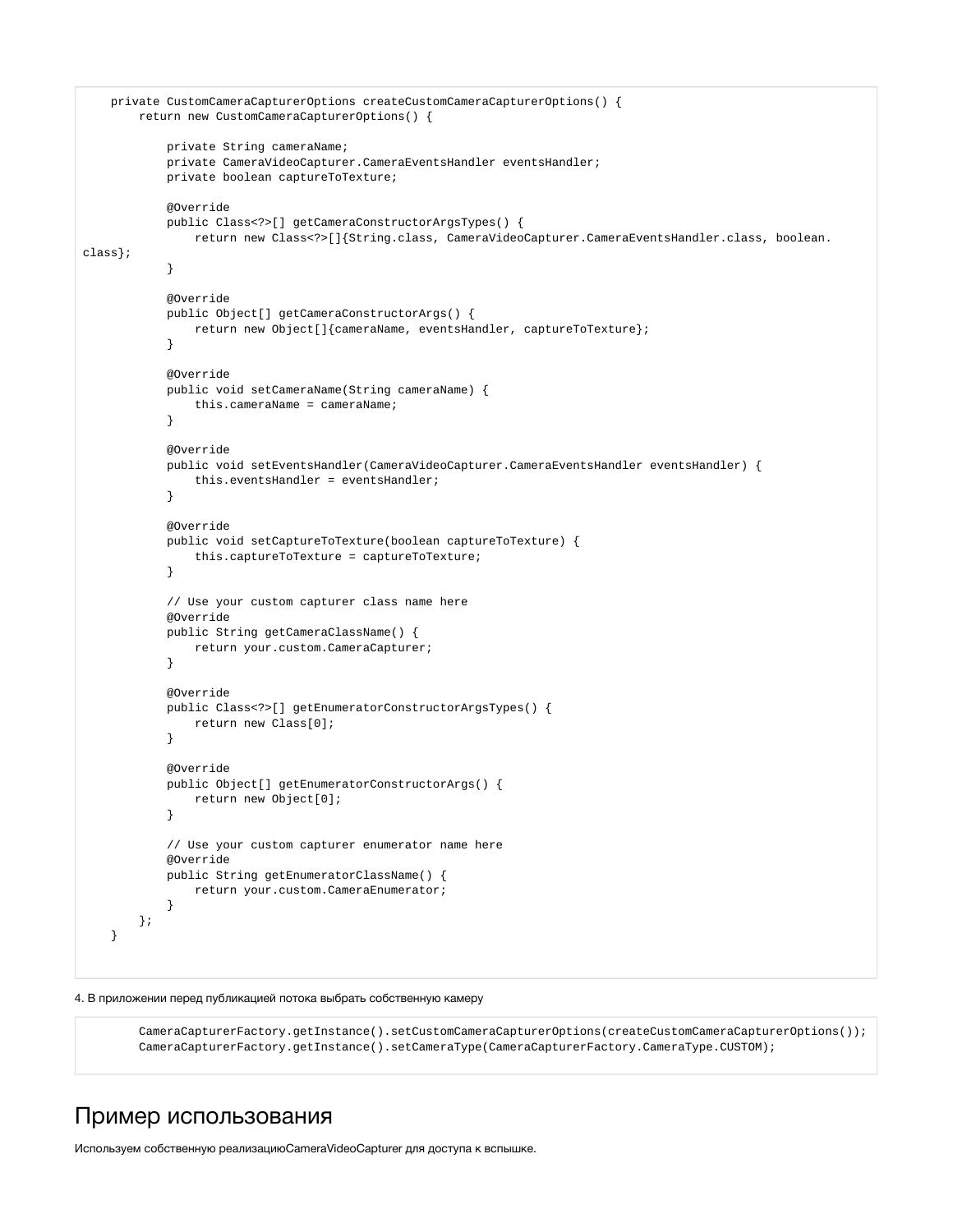```
    private CustomCameraCapturerOptions createCustomCameraCapturerOptions() {
        return new CustomCameraCapturerOptions() {

            private String cameraName;
            private CameraVideoCapturer.CameraEventsHandler eventsHandler;
            private boolean captureToTexture;

            @Override
            public Class<?>[] getCameraConstructorArgsTypes() {
                return new Class<?>[]{String.class, CameraVideoCapturer.CameraEventsHandler.class, boolean.
class};
            }

            @Override
            public Object[] getCameraConstructorArgs() {
                return new Object[]{cameraName, eventsHandler, captureToTexture};
            }

            @Override
            public void setCameraName(String cameraName) {
                this.cameraName = cameraName;
            }

            @Override
            public void setEventsHandler(CameraVideoCapturer.CameraEventsHandler eventsHandler) {
                this.eventsHandler = eventsHandler;
            }

            @Override
            public void setCaptureToTexture(boolean captureToTexture) {
                this.captureToTexture = captureToTexture;
            }

            // Use your custom capturer class name here
            @Override
            public String getCameraClassName() {
                return your.custom.CameraCapturer;
            }

            @Override
            public Class<?>[] getEnumeratorConstructorArgsTypes() {
                return new Class[0];
            }

            @Override
            public Object[] getEnumeratorConstructorArgs() {
                return new Object[0];
            }

            // Use your custom capturer enumerator name here
            @Override
            public String getEnumeratorClassName() {
                return your.custom.CameraEnumerator;
            }
        };
    }
```

4. В приложении перед публикацией потока выбрать собственную камеру

```
        CameraCapturerFactory.getInstance().setCustomCameraCapturerOptions(createCustomCameraCapturerOptions());
        CameraCapturerFactory.getInstance().setCameraType(CameraCapturerFactory.CameraType.CUSTOM);
```

## Пример использования

Используем собственную реализациюCameraVideoCapturer для доступа к вспышке.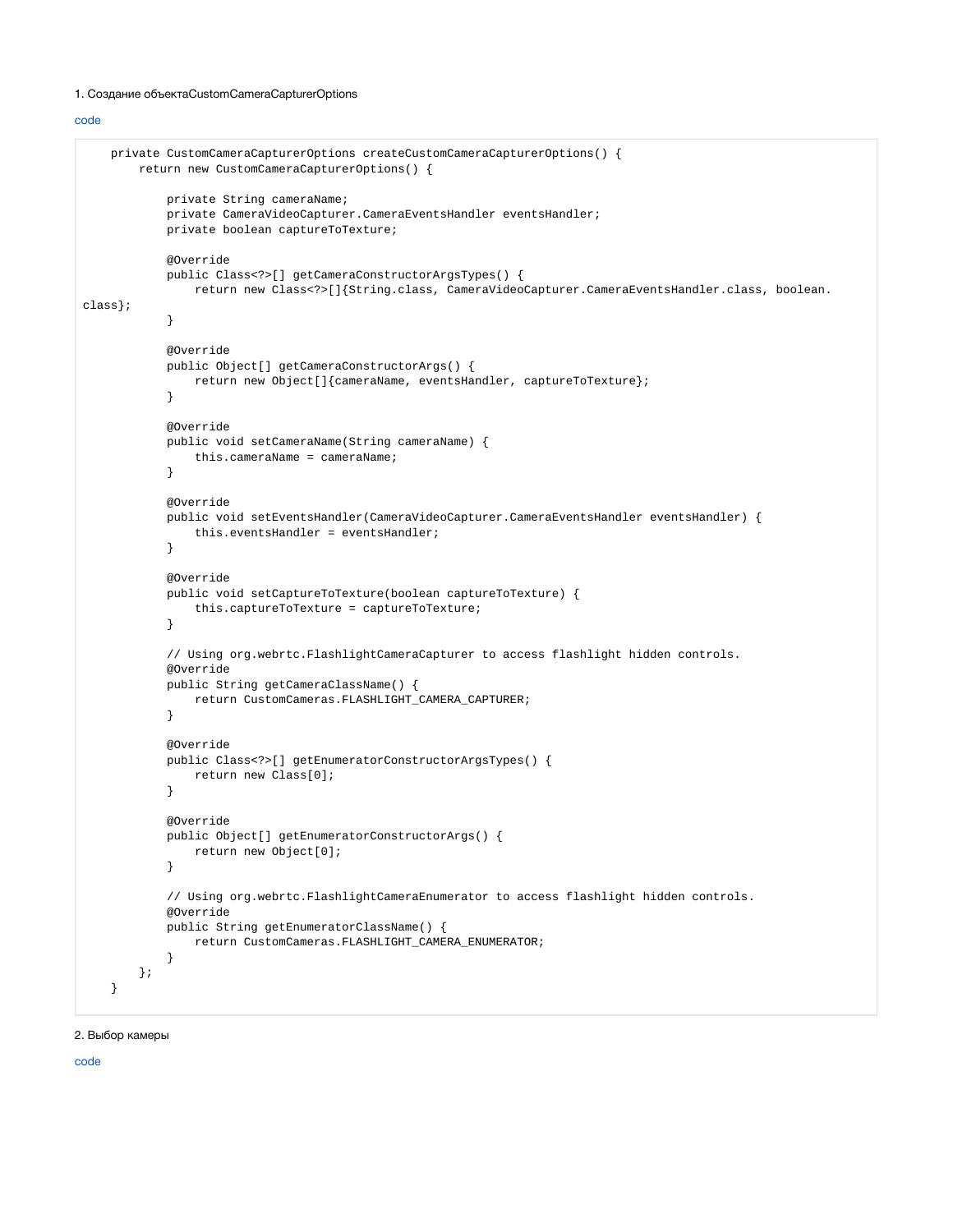1. Создание объектаCustomCameraCapturerOptions

code

```
    private CustomCameraCapturerOptions createCustomCameraCapturerOptions() {
        return new CustomCameraCapturerOptions() {

            private String cameraName;
            private CameraVideoCapturer.CameraEventsHandler eventsHandler;
            private boolean captureToTexture;

            @Override
            public Class<?>[] getCameraConstructorArgsTypes() {
                return new Class<?>[]{String.class, CameraVideoCapturer.CameraEventsHandler.class, boolean.
class};
            }

            @Override
            public Object[] getCameraConstructorArgs() {
                return new Object[]{cameraName, eventsHandler, captureToTexture};
            }

            @Override
            public void setCameraName(String cameraName) {
                this.cameraName = cameraName;
            }

            @Override
            public void setEventsHandler(CameraVideoCapturer.CameraEventsHandler eventsHandler) {
                this.eventsHandler = eventsHandler;
            }

            @Override
            public void setCaptureToTexture(boolean captureToTexture) {
                this.captureToTexture = captureToTexture;
            }

            // Using org.webrtc.FlashlightCameraCapturer to access flashlight hidden controls.
            @Override
            public String getCameraClassName() {
                return CustomCameras.FLASHLIGHT_CAMERA_CAPTURER;
            }

            @Override
            public Class<?>[] getEnumeratorConstructorArgsTypes() {
                return new Class[0];
            }

            @Override
            public Object[] getEnumeratorConstructorArgs() {
                return new Object[0];
            }

            // Using org.webrtc.FlashlightCameraEnumerator to access flashlight hidden controls.
            @Override
            public String getEnumeratorClassName() {
                return CustomCameras.FLASHLIGHT_CAMERA_ENUMERATOR;
            }
        };
    }
```

2. Выбор камеры

code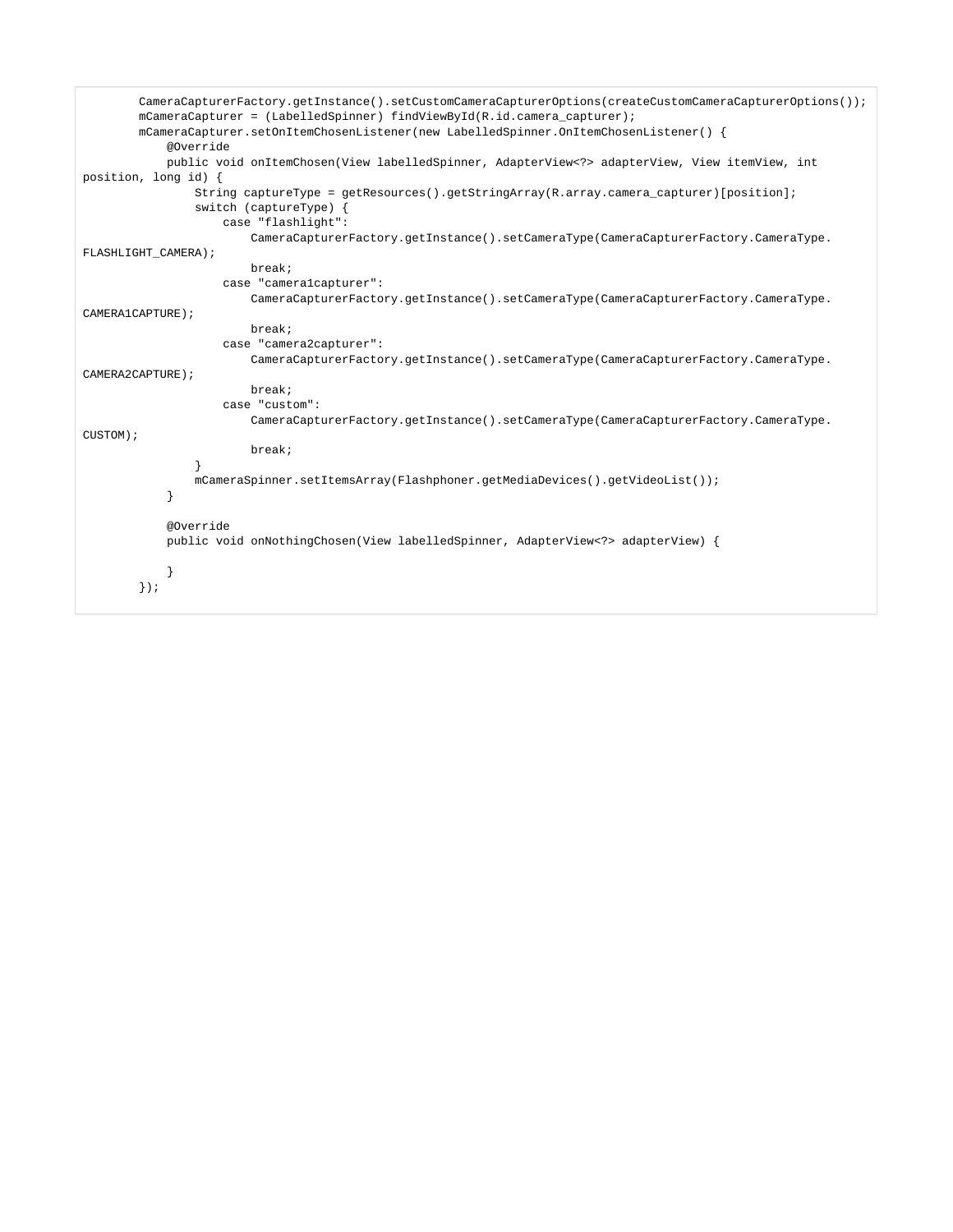```
        CameraCapturerFactory.getInstance().setCustomCameraCapturerOptions(createCustomCameraCapturerOptions());
        mCameraCapturer = (LabelledSpinner) findViewById(R.id.camera_capturer);
        mCameraCapturer.setOnItemChosenListener(new LabelledSpinner.OnItemChosenListener() {
            @Override
            public void onItemChosen(View labelledSpinner, AdapterView<?> adapterView, View itemView, int
position, long id) {
                String captureType = getResources().getStringArray(R.array.camera_capturer)[position];
                switch (captureType) {
                    case "flashlight":
                        CameraCapturerFactory.getInstance().setCameraType(CameraCapturerFactory.CameraType.
FLASHLIGHT_CAMERA);
                        break;
                    case "camera1capturer":
                        CameraCapturerFactory.getInstance().setCameraType(CameraCapturerFactory.CameraType.
CAMERA1CAPTURE);
                        break;
                    case "camera2capturer":
                        CameraCapturerFactory.getInstance().setCameraType(CameraCapturerFactory.CameraType.
CAMERA2CAPTURE);
                        break;
                    case "custom":
                        CameraCapturerFactory.getInstance().setCameraType(CameraCapturerFactory.CameraType.
CUSTOM);
                        break;
                }
                mCameraSpinner.setItemsArray(Flashphoner.getMediaDevices().getVideoList());
            }

            @Override
            public void onNothingChosen(View labelledSpinner, AdapterView<?> adapterView) {

            }
        });
```